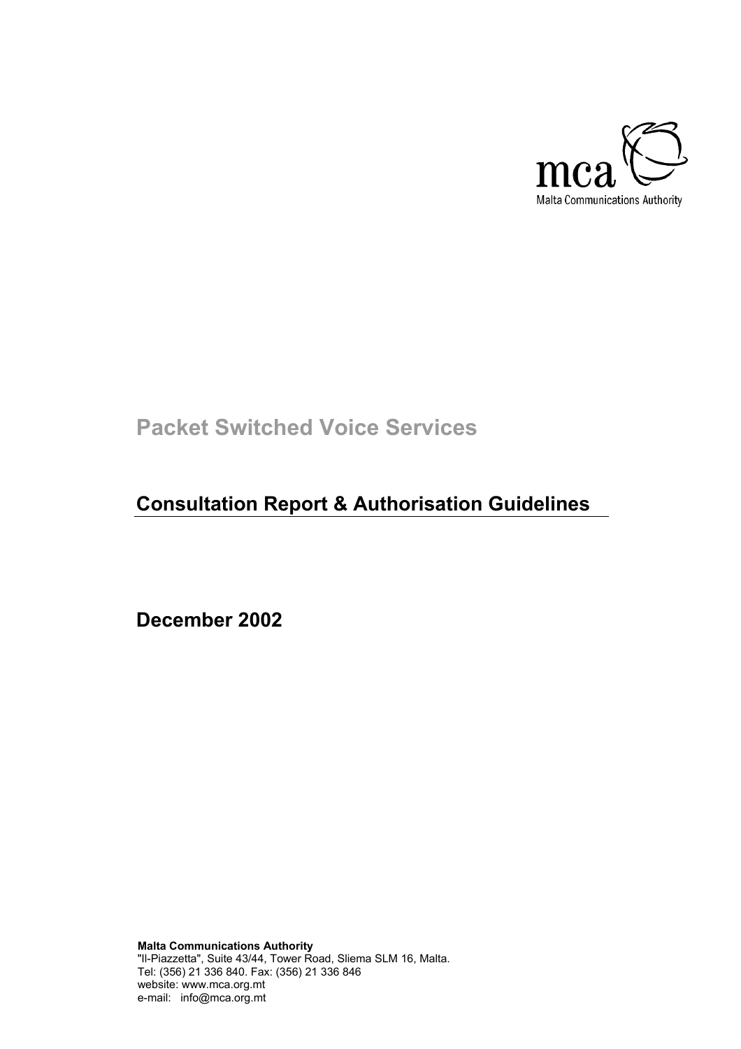mca
Malta Communications Authority

# Packet Switched Voice Services

## Consultation Report & Authorisation Guidelines

**December 2002**

**Malta Communications Authority**
"Il-Piazzetta", Suite 43/44, Tower Road, Sliema SLM 16, Malta.
Tel: (356) 21 336 840. Fax: (356) 21 336 846
website: www.mca.org.mt
e-mail: info@mca.org.mt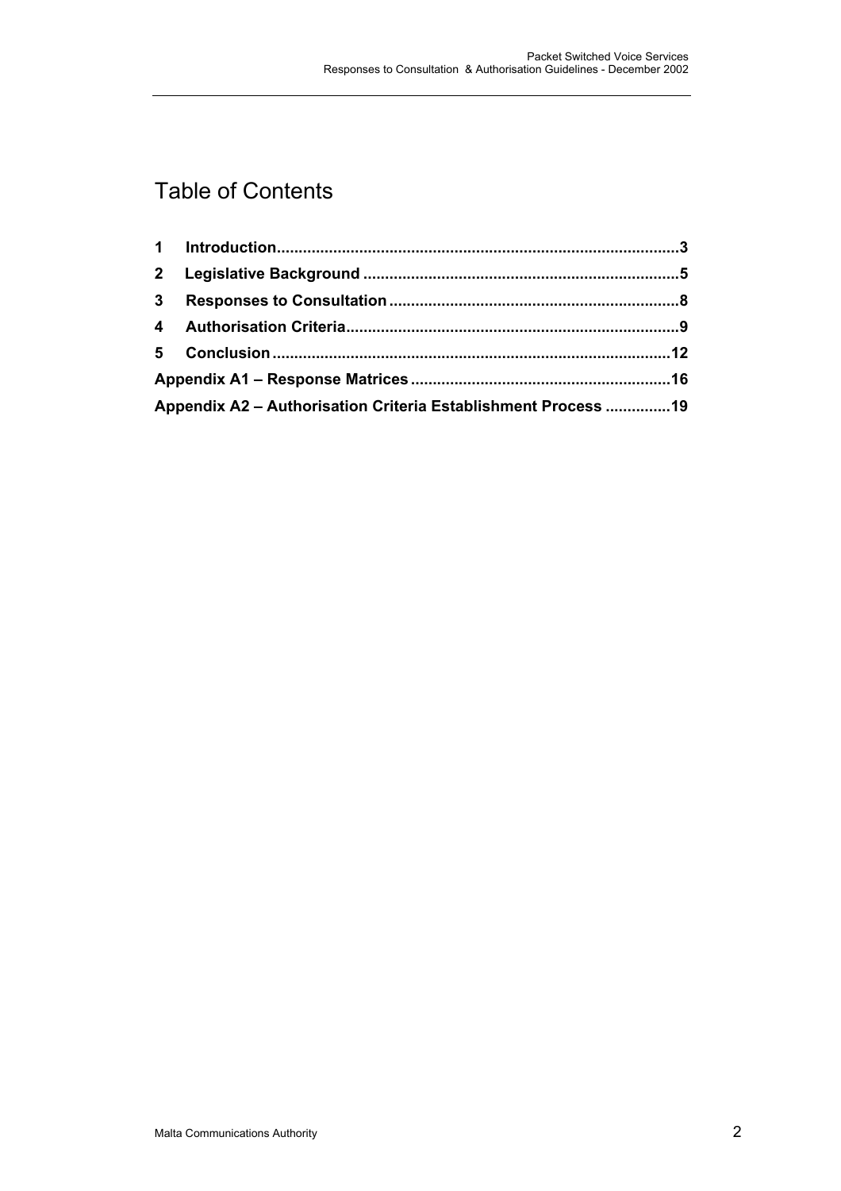# Table of Contents

**1 Introduction** ........................................................................................... 3

**2 Legislative Background** ........................................................................ 5

**3 Responses to Consultation** .................................................................. 8

**4 Authorisation Criteria** ............................................................................ 9

**5 Conclusion** .......................................................................................... 12

**Appendix A1 – Response Matrices** ........................................................... 16

**Appendix A2 – Authorisation Criteria Establishment Process** ............... 19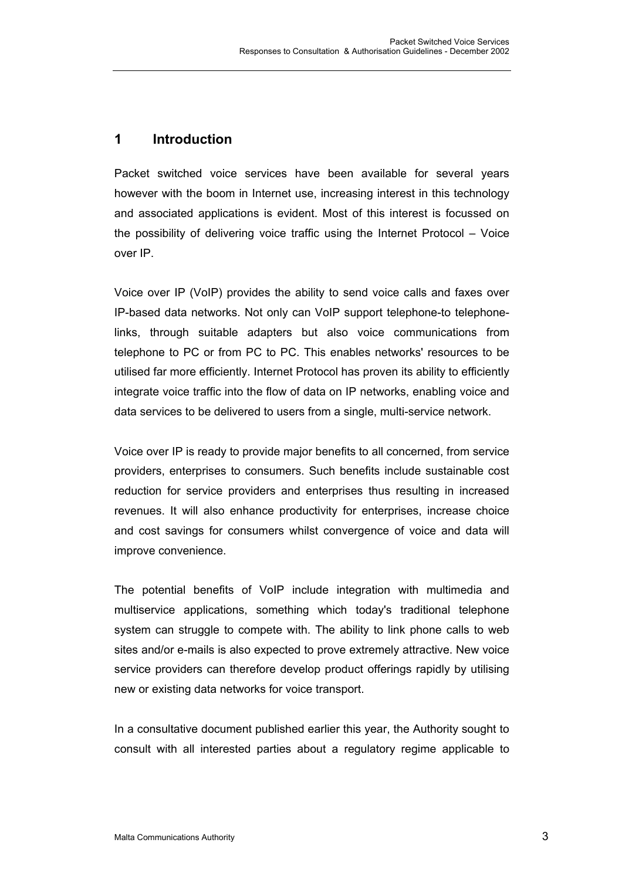# 1 Introduction

Packet switched voice services have been available for several years however with the boom in Internet use, increasing interest in this technology and associated applications is evident. Most of this interest is focussed on the possibility of delivering voice traffic using the Internet Protocol – Voice over IP.

Voice over IP (VoIP) provides the ability to send voice calls and faxes over IP-based data networks. Not only can VoIP support telephone-to telephone-links, through suitable adapters but also voice communications from telephone to PC or from PC to PC. This enables networks' resources to be utilised far more efficiently. Internet Protocol has proven its ability to efficiently integrate voice traffic into the flow of data on IP networks, enabling voice and data services to be delivered to users from a single, multi-service network.

Voice over IP is ready to provide major benefits to all concerned, from service providers, enterprises to consumers. Such benefits include sustainable cost reduction for service providers and enterprises thus resulting in increased revenues. It will also enhance productivity for enterprises, increase choice and cost savings for consumers whilst convergence of voice and data will improve convenience.

The potential benefits of VoIP include integration with multimedia and multiservice applications, something which today's traditional telephone system can struggle to compete with. The ability to link phone calls to web sites and/or e-mails is also expected to prove extremely attractive. New voice service providers can therefore develop product offerings rapidly by utilising new or existing data networks for voice transport.

In a consultative document published earlier this year, the Authority sought to consult with all interested parties about a regulatory regime applicable to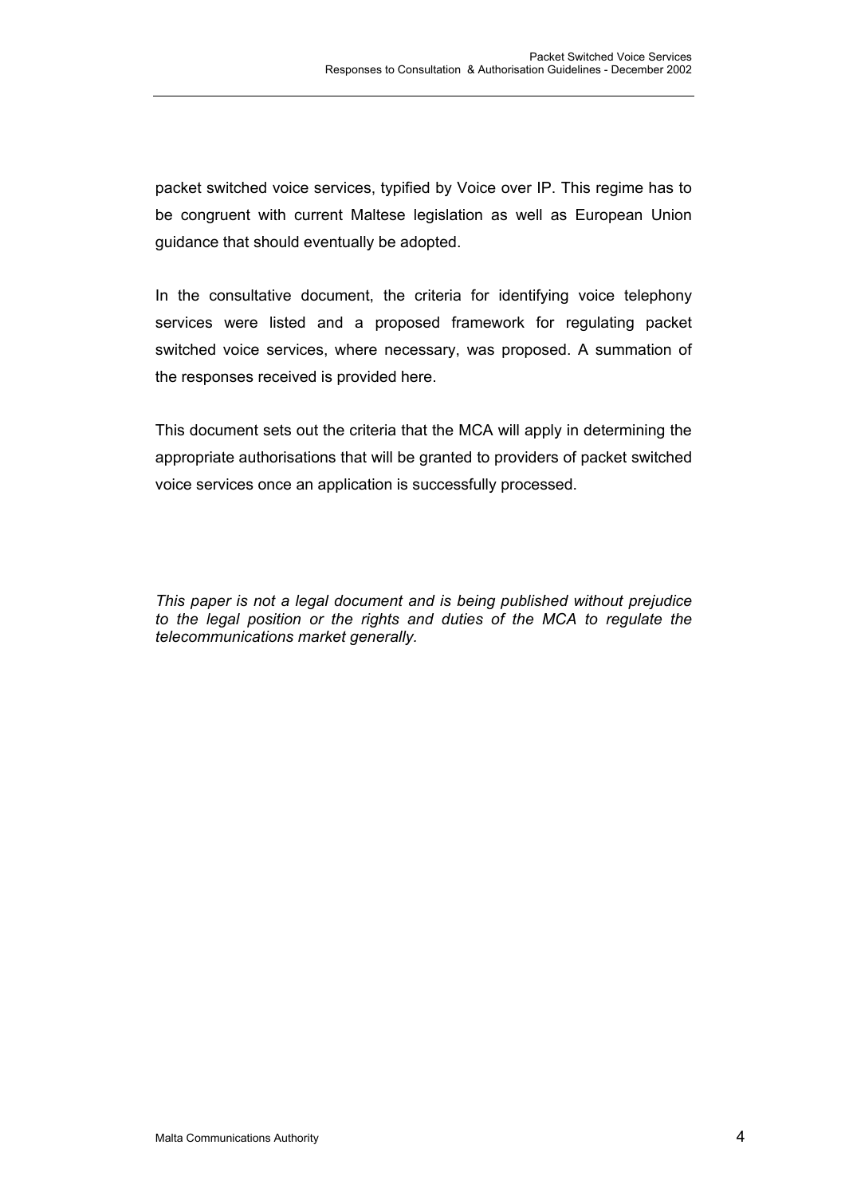packet switched voice services, typified by Voice over IP. This regime has to be congruent with current Maltese legislation as well as European Union guidance that should eventually be adopted.

In the consultative document, the criteria for identifying voice telephony services were listed and a proposed framework for regulating packet switched voice services, where necessary, was proposed. A summation of the responses received is provided here.

This document sets out the criteria that the MCA will apply in determining the appropriate authorisations that will be granted to providers of packet switched voice services once an application is successfully processed.

*This paper is not a legal document and is being published without prejudice to the legal position or the rights and duties of the MCA to regulate the telecommunications market generally.*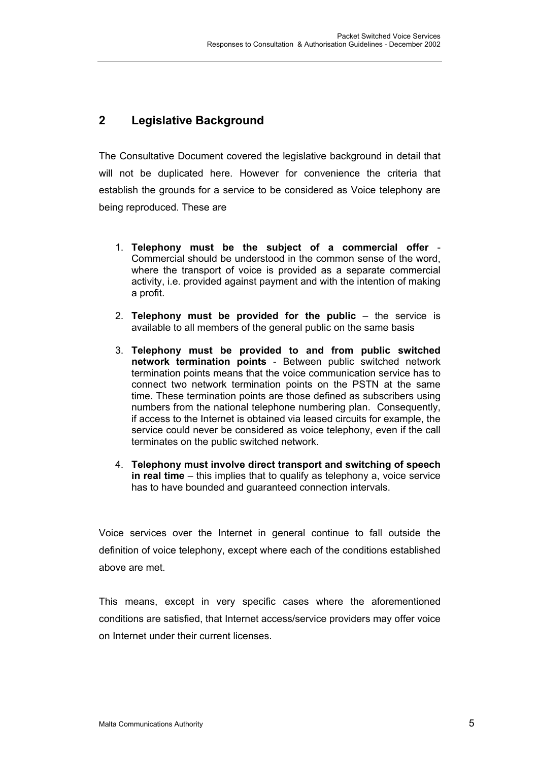## 2 Legislative Background

The Consultative Document covered the legislative background in detail that will not be duplicated here. However for convenience the criteria that establish the grounds for a service to be considered as Voice telephony are being reproduced. These are

1. **Telephony must be the subject of a commercial offer** - Commercial should be understood in the common sense of the word, where the transport of voice is provided as a separate commercial activity, i.e. provided against payment and with the intention of making a profit.
2. **Telephony must be provided for the public** – the service is available to all members of the general public on the same basis
3. **Telephony must be provided to and from public switched network termination points** - Between public switched network termination points means that the voice communication service has to connect two network termination points on the PSTN at the same time. These termination points are those defined as subscribers using numbers from the national telephone numbering plan. Consequently, if access to the Internet is obtained via leased circuits for example, the service could never be considered as voice telephony, even if the call terminates on the public switched network.
4. **Telephony must involve direct transport and switching of speech in real time** – this implies that to qualify as telephony a, voice service has to have bounded and guaranteed connection intervals.

Voice services over the Internet in general continue to fall outside the definition of voice telephony, except where each of the conditions established above are met.

This means, except in very specific cases where the aforementioned conditions are satisfied, that Internet access/service providers may offer voice on Internet under their current licenses.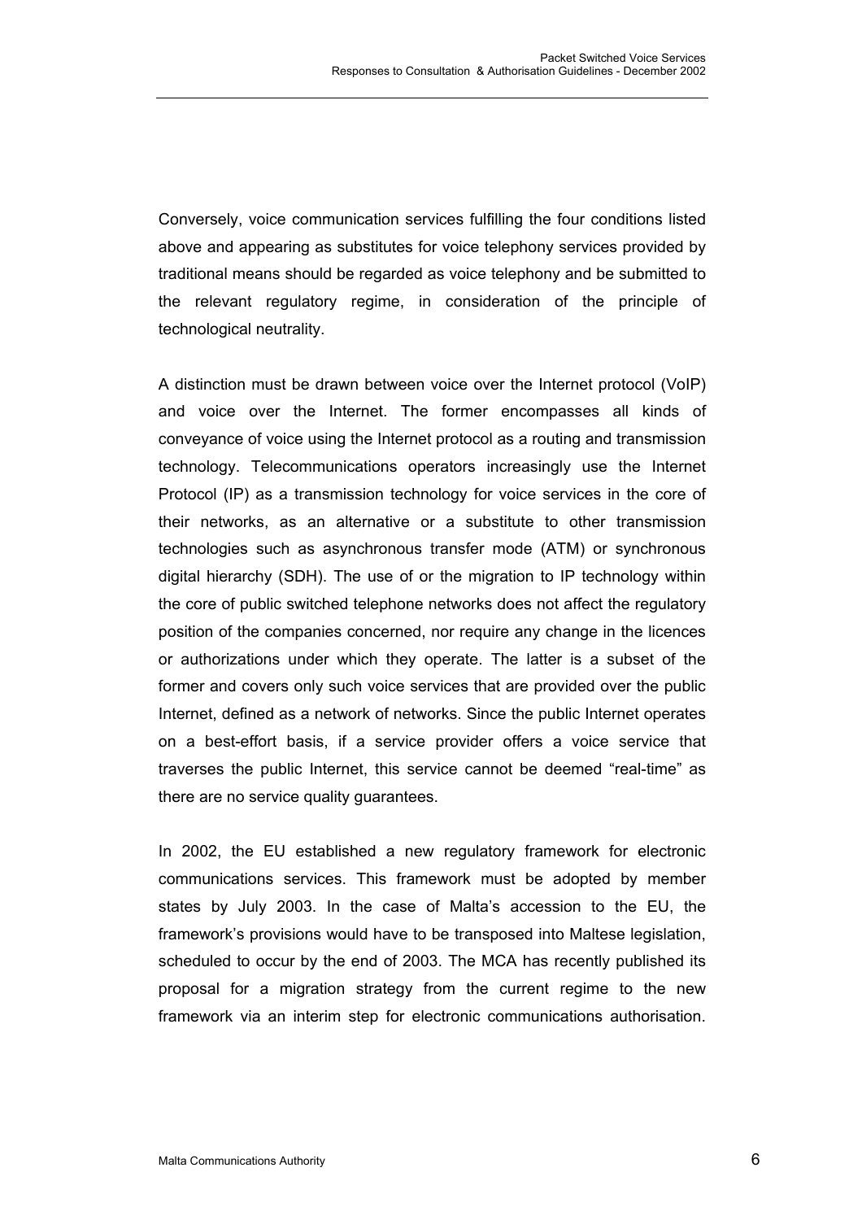Conversely, voice communication services fulfilling the four conditions listed above and appearing as substitutes for voice telephony services provided by traditional means should be regarded as voice telephony and be submitted to the relevant regulatory regime, in consideration of the principle of technological neutrality.

A distinction must be drawn between voice over the Internet protocol (VoIP) and voice over the Internet. The former encompasses all kinds of conveyance of voice using the Internet protocol as a routing and transmission technology. Telecommunications operators increasingly use the Internet Protocol (IP) as a transmission technology for voice services in the core of their networks, as an alternative or a substitute to other transmission technologies such as asynchronous transfer mode (ATM) or synchronous digital hierarchy (SDH). The use of or the migration to IP technology within the core of public switched telephone networks does not affect the regulatory position of the companies concerned, nor require any change in the licences or authorizations under which they operate. The latter is a subset of the former and covers only such voice services that are provided over the public Internet, defined as a network of networks. Since the public Internet operates on a best-effort basis, if a service provider offers a voice service that traverses the public Internet, this service cannot be deemed "real-time" as there are no service quality guarantees.

In 2002, the EU established a new regulatory framework for electronic communications services. This framework must be adopted by member states by July 2003. In the case of Malta's accession to the EU, the framework's provisions would have to be transposed into Maltese legislation, scheduled to occur by the end of 2003. The MCA has recently published its proposal for a migration strategy from the current regime to the new framework via an interim step for electronic communications authorisation.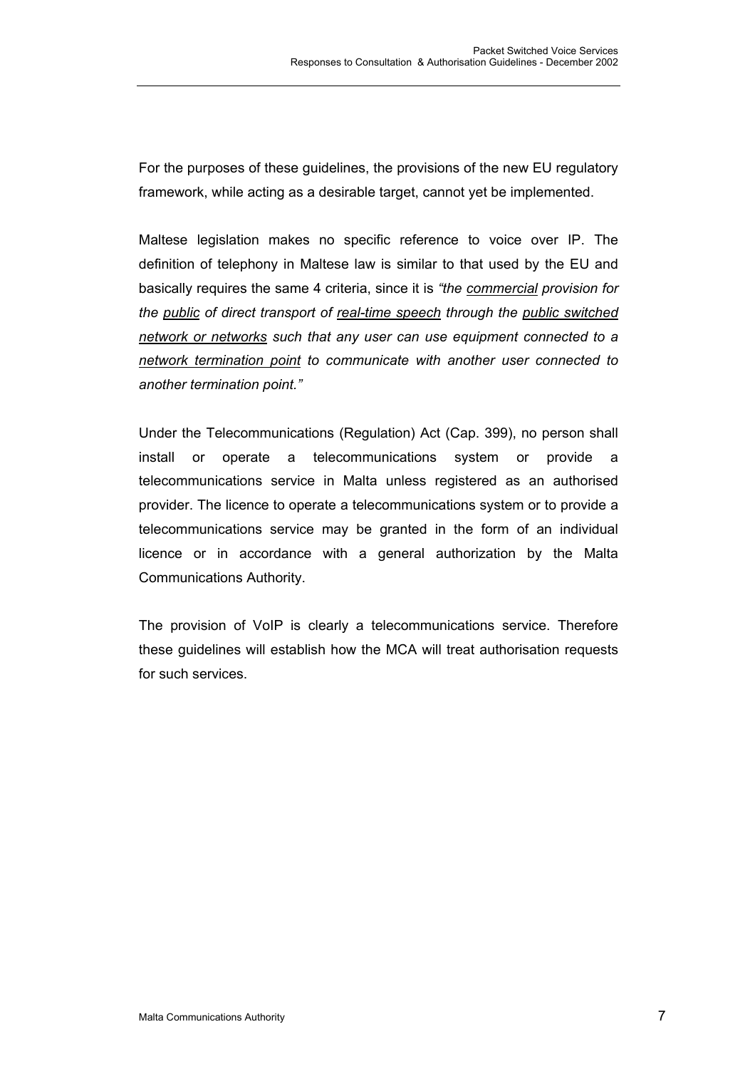For the purposes of these guidelines, the provisions of the new EU regulatory framework, while acting as a desirable target, cannot yet be implemented.

Maltese legislation makes no specific reference to voice over IP. The definition of telephony in Maltese law is similar to that used by the EU and basically requires the same 4 criteria, since it is *"the <u>commercial</u> provision for the <u>public</u> of direct transport of <u>real-time speech</u> through the <u>public switched network or networks</u> such that any user can use equipment connected to a <u>network termination point</u> to communicate with another user connected to another termination point."*

Under the Telecommunications (Regulation) Act (Cap. 399), no person shall install or operate a telecommunications system or provide a telecommunications service in Malta unless registered as an authorised provider. The licence to operate a telecommunications system or to provide a telecommunications service may be granted in the form of an individual licence or in accordance with a general authorization by the Malta Communications Authority.

The provision of VoIP is clearly a telecommunications service. Therefore these guidelines will establish how the MCA will treat authorisation requests for such services.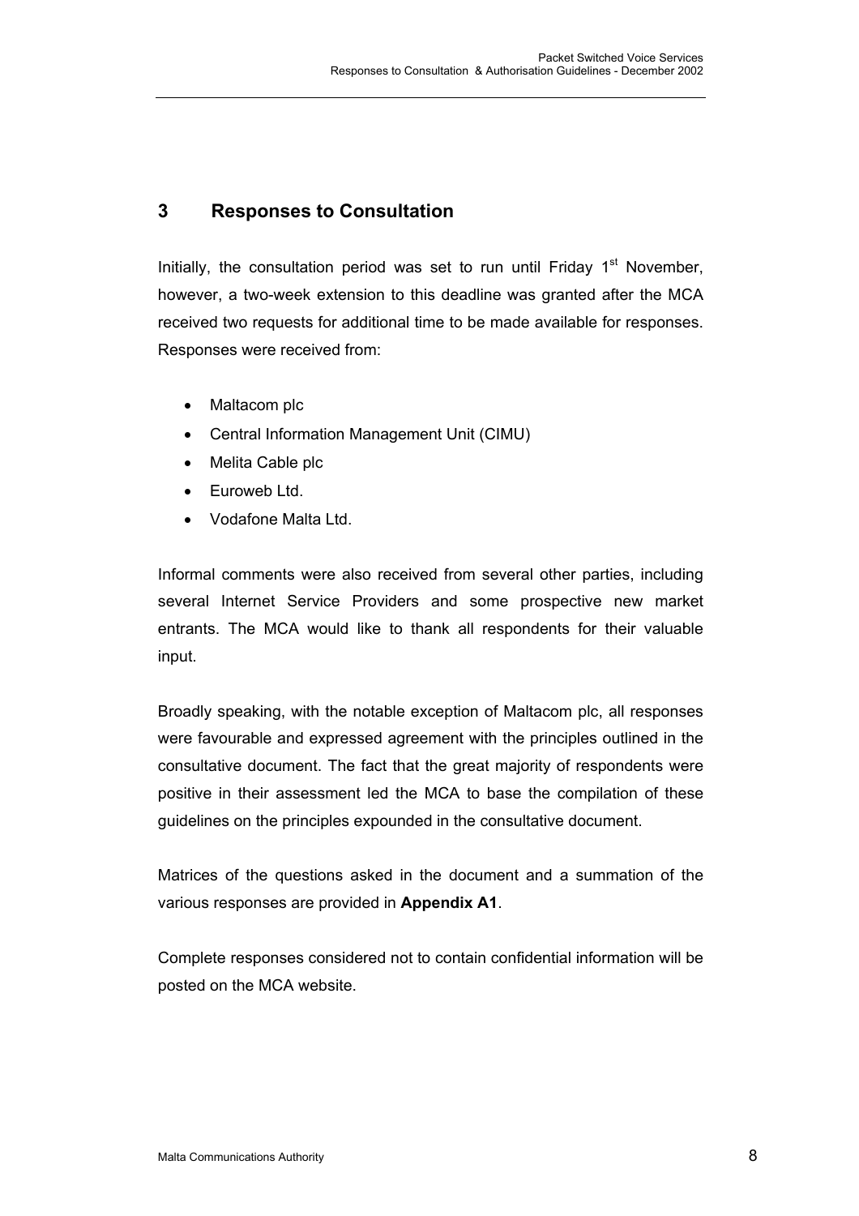## 3 Responses to Consultation

Initially, the consultation period was set to run until Friday 1st November, however, a two-week extension to this deadline was granted after the MCA received two requests for additional time to be made available for responses. Responses were received from:

- Maltacom plc
- Central Information Management Unit (CIMU)
- Melita Cable plc
- Euroweb Ltd.
- Vodafone Malta Ltd.

Informal comments were also received from several other parties, including several Internet Service Providers and some prospective new market entrants. The MCA would like to thank all respondents for their valuable input.

Broadly speaking, with the notable exception of Maltacom plc, all responses were favourable and expressed agreement with the principles outlined in the consultative document. The fact that the great majority of respondents were positive in their assessment led the MCA to base the compilation of these guidelines on the principles expounded in the consultative document.

Matrices of the questions asked in the document and a summation of the various responses are provided in **Appendix A1**.

Complete responses considered not to contain confidential information will be posted on the MCA website.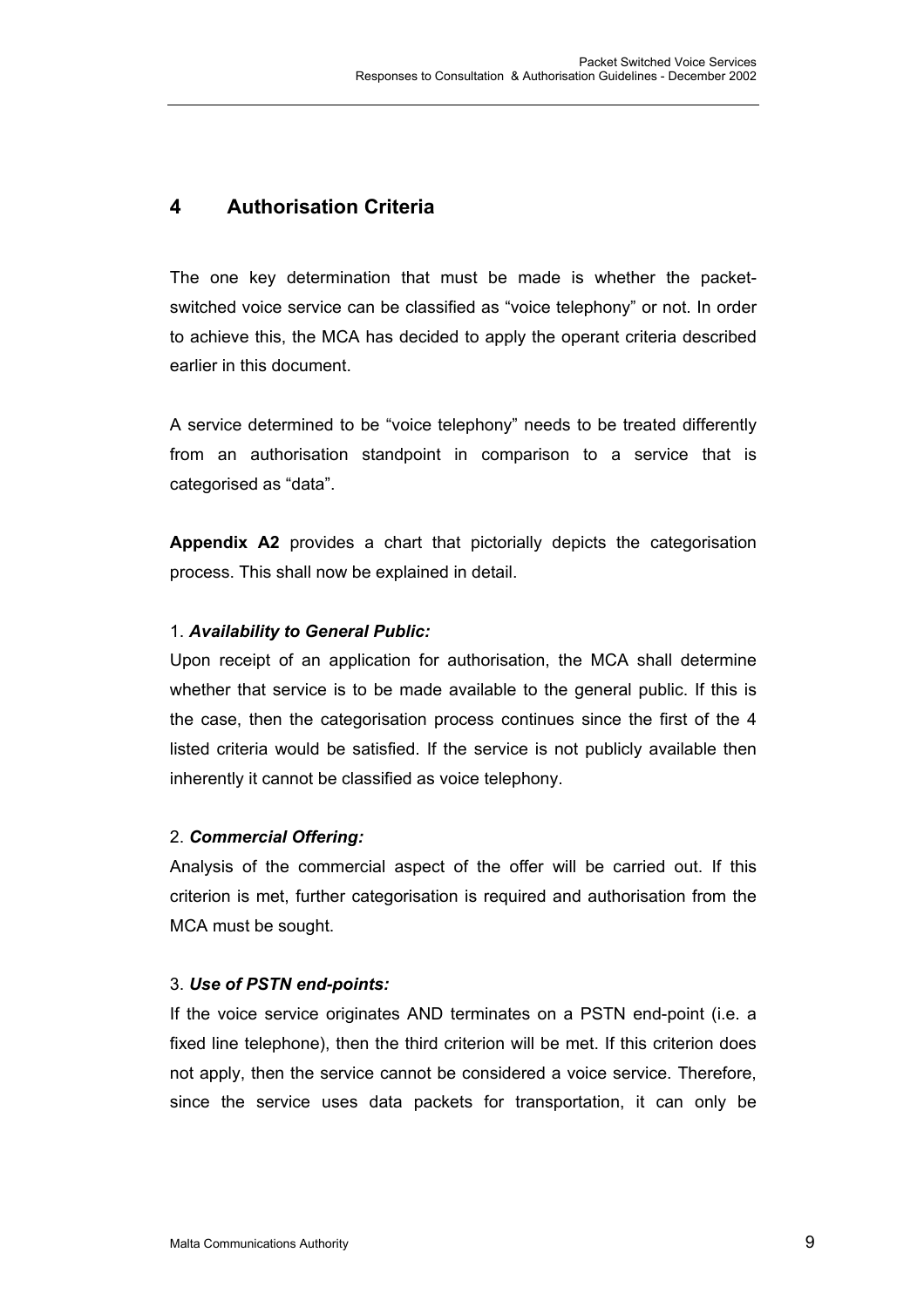## 4 Authorisation Criteria

The one key determination that must be made is whether the packet-switched voice service can be classified as "voice telephony" or not. In order to achieve this, the MCA has decided to apply the operant criteria described earlier in this document.

A service determined to be "voice telephony" needs to be treated differently from an authorisation standpoint in comparison to a service that is categorised as "data".

**Appendix A2** provides a chart that pictorially depicts the categorisation process. This shall now be explained in detail.

1. ***Availability to General Public:***
Upon receipt of an application for authorisation, the MCA shall determine whether that service is to be made available to the general public. If this is the case, then the categorisation process continues since the first of the 4 listed criteria would be satisfied. If the service is not publicly available then inherently it cannot be classified as voice telephony.

2. ***Commercial Offering:***
Analysis of the commercial aspect of the offer will be carried out. If this criterion is met, further categorisation is required and authorisation from the MCA must be sought.

3. ***Use of PSTN end-points:***
If the voice service originates AND terminates on a PSTN end-point (i.e. a fixed line telephone), then the third criterion will be met. If this criterion does not apply, then the service cannot be considered a voice service. Therefore, since the service uses data packets for transportation, it can only be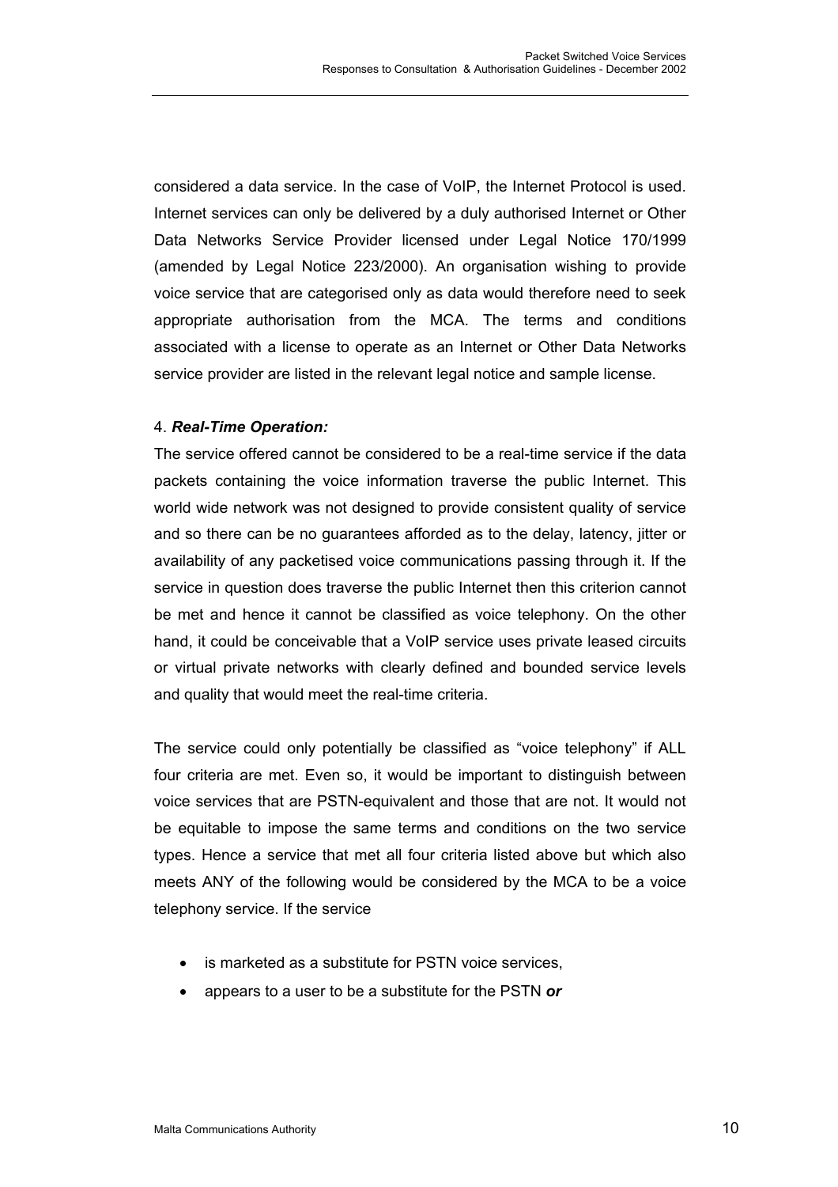considered a data service. In the case of VoIP, the Internet Protocol is used. Internet services can only be delivered by a duly authorised Internet or Other Data Networks Service Provider licensed under Legal Notice 170/1999 (amended by Legal Notice 223/2000). An organisation wishing to provide voice service that are categorised only as data would therefore need to seek appropriate authorisation from the MCA. The terms and conditions associated with a license to operate as an Internet or Other Data Networks service provider are listed in the relevant legal notice and sample license.

4. ***Real-Time Operation:***

The service offered cannot be considered to be a real-time service if the data packets containing the voice information traverse the public Internet. This world wide network was not designed to provide consistent quality of service and so there can be no guarantees afforded as to the delay, latency, jitter or availability of any packetised voice communications passing through it. If the service in question does traverse the public Internet then this criterion cannot be met and hence it cannot be classified as voice telephony. On the other hand, it could be conceivable that a VoIP service uses private leased circuits or virtual private networks with clearly defined and bounded service levels and quality that would meet the real-time criteria.

The service could only potentially be classified as "voice telephony" if ALL four criteria are met. Even so, it would be important to distinguish between voice services that are PSTN-equivalent and those that are not. It would not be equitable to impose the same terms and conditions on the two service types. Hence a service that met all four criteria listed above but which also meets ANY of the following would be considered by the MCA to be a voice telephony service. If the service

- is marketed as a substitute for PSTN voice services,
- appears to a user to be a substitute for the PSTN ***or***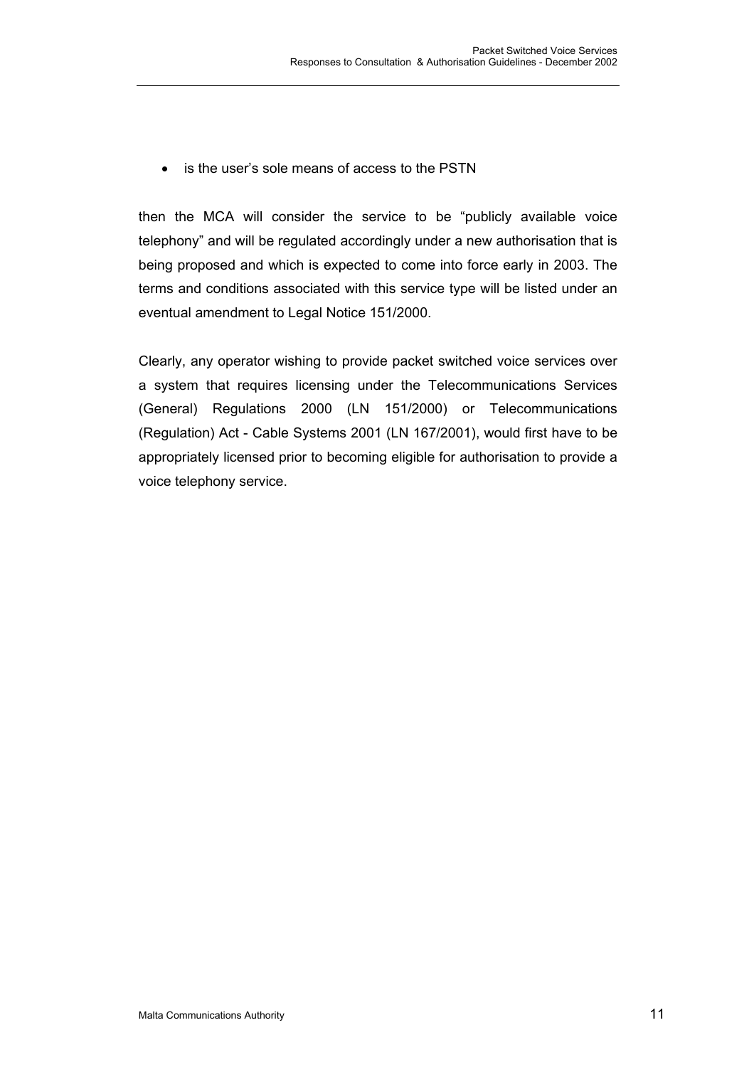- is the user's sole means of access to the PSTN

then the MCA will consider the service to be "publicly available voice telephony" and will be regulated accordingly under a new authorisation that is being proposed and which is expected to come into force early in 2003. The terms and conditions associated with this service type will be listed under an eventual amendment to Legal Notice 151/2000.

Clearly, any operator wishing to provide packet switched voice services over a system that requires licensing under the Telecommunications Services (General) Regulations 2000 (LN 151/2000) or Telecommunications (Regulation) Act - Cable Systems 2001 (LN 167/2001), would first have to be appropriately licensed prior to becoming eligible for authorisation to provide a voice telephony service.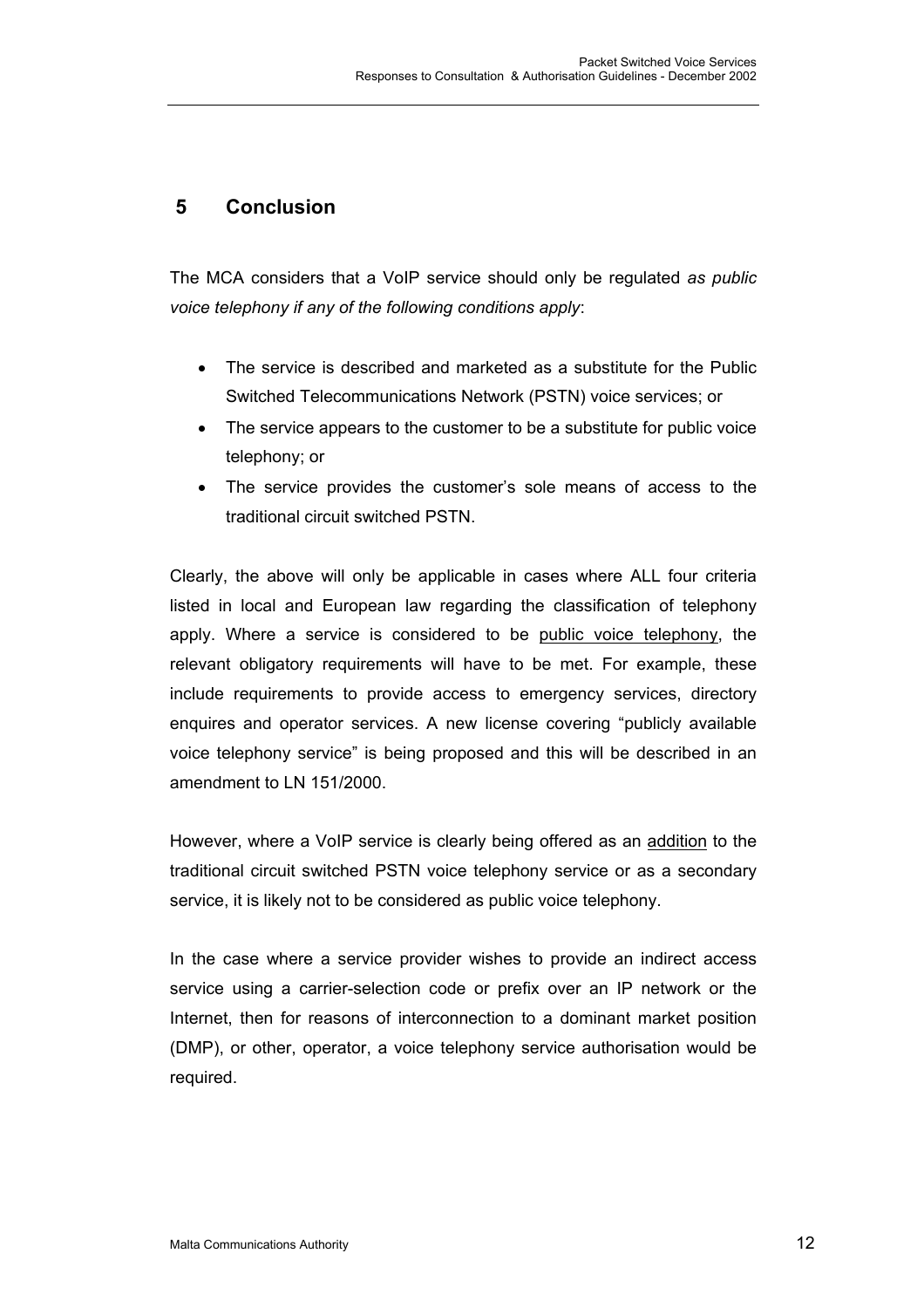## 5 Conclusion

The MCA considers that a VoIP service should only be regulated *as public voice telephony if any of the following conditions apply*:

- The service is described and marketed as a substitute for the Public Switched Telecommunications Network (PSTN) voice services; or
- The service appears to the customer to be a substitute for public voice telephony; or
- The service provides the customer's sole means of access to the traditional circuit switched PSTN.

Clearly, the above will only be applicable in cases where ALL four criteria listed in local and European law regarding the classification of telephony apply. Where a service is considered to be <u>public voice telephony</u>, the relevant obligatory requirements will have to be met. For example, these include requirements to provide access to emergency services, directory enquires and operator services. A new license covering "publicly available voice telephony service" is being proposed and this will be described in an amendment to LN 151/2000.

However, where a VoIP service is clearly being offered as an <u>addition</u> to the traditional circuit switched PSTN voice telephony service or as a secondary service, it is likely not to be considered as public voice telephony.

In the case where a service provider wishes to provide an indirect access service using a carrier-selection code or prefix over an IP network or the Internet, then for reasons of interconnection to a dominant market position (DMP), or other, operator, a voice telephony service authorisation would be required.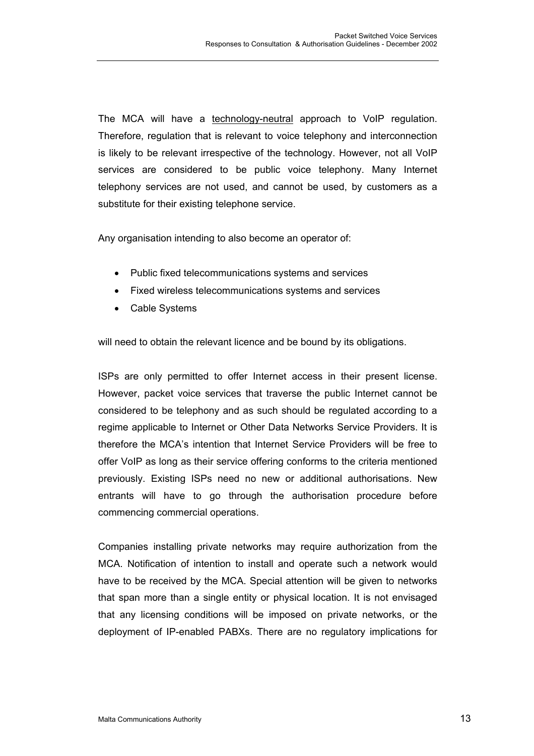The MCA will have a technology-neutral approach to VoIP regulation. Therefore, regulation that is relevant to voice telephony and interconnection is likely to be relevant irrespective of the technology. However, not all VoIP services are considered to be public voice telephony. Many Internet telephony services are not used, and cannot be used, by customers as a substitute for their existing telephone service.

Any organisation intending to also become an operator of:

- Public fixed telecommunications systems and services
- Fixed wireless telecommunications systems and services
- Cable Systems

will need to obtain the relevant licence and be bound by its obligations.

ISPs are only permitted to offer Internet access in their present license. However, packet voice services that traverse the public Internet cannot be considered to be telephony and as such should be regulated according to a regime applicable to Internet or Other Data Networks Service Providers. It is therefore the MCA's intention that Internet Service Providers will be free to offer VoIP as long as their service offering conforms to the criteria mentioned previously. Existing ISPs need no new or additional authorisations. New entrants will have to go through the authorisation procedure before commencing commercial operations.

Companies installing private networks may require authorization from the MCA. Notification of intention to install and operate such a network would have to be received by the MCA. Special attention will be given to networks that span more than a single entity or physical location. It is not envisaged that any licensing conditions will be imposed on private networks, or the deployment of IP-enabled PABXs. There are no regulatory implications for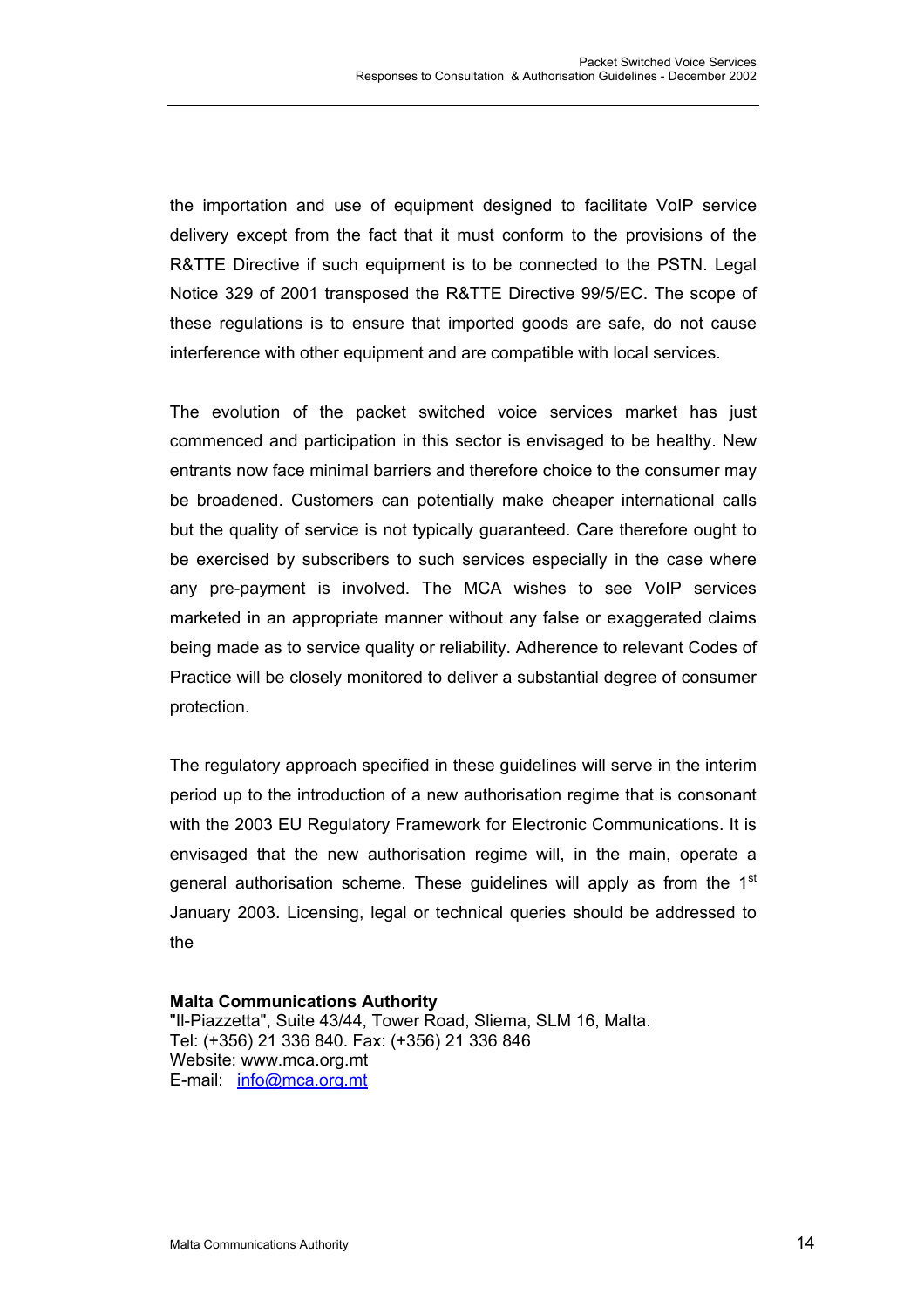the importation and use of equipment designed to facilitate VoIP service delivery except from the fact that it must conform to the provisions of the R&TTE Directive if such equipment is to be connected to the PSTN. Legal Notice 329 of 2001 transposed the R&TTE Directive 99/5/EC. The scope of these regulations is to ensure that imported goods are safe, do not cause interference with other equipment and are compatible with local services.

The evolution of the packet switched voice services market has just commenced and participation in this sector is envisaged to be healthy. New entrants now face minimal barriers and therefore choice to the consumer may be broadened. Customers can potentially make cheaper international calls but the quality of service is not typically guaranteed. Care therefore ought to be exercised by subscribers to such services especially in the case where any pre-payment is involved. The MCA wishes to see VoIP services marketed in an appropriate manner without any false or exaggerated claims being made as to service quality or reliability. Adherence to relevant Codes of Practice will be closely monitored to deliver a substantial degree of consumer protection.

The regulatory approach specified in these guidelines will serve in the interim period up to the introduction of a new authorisation regime that is consonant with the 2003 EU Regulatory Framework for Electronic Communications. It is envisaged that the new authorisation regime will, in the main, operate a general authorisation scheme. These guidelines will apply as from the 1st January 2003. Licensing, legal or technical queries should be addressed to the

**Malta Communications Authority**
"Il-Piazzetta", Suite 43/44, Tower Road, Sliema, SLM 16, Malta.
Tel: (+356) 21 336 840. Fax: (+356) 21 336 846
Website: www.mca.org.mt
E-mail: info@mca.org.mt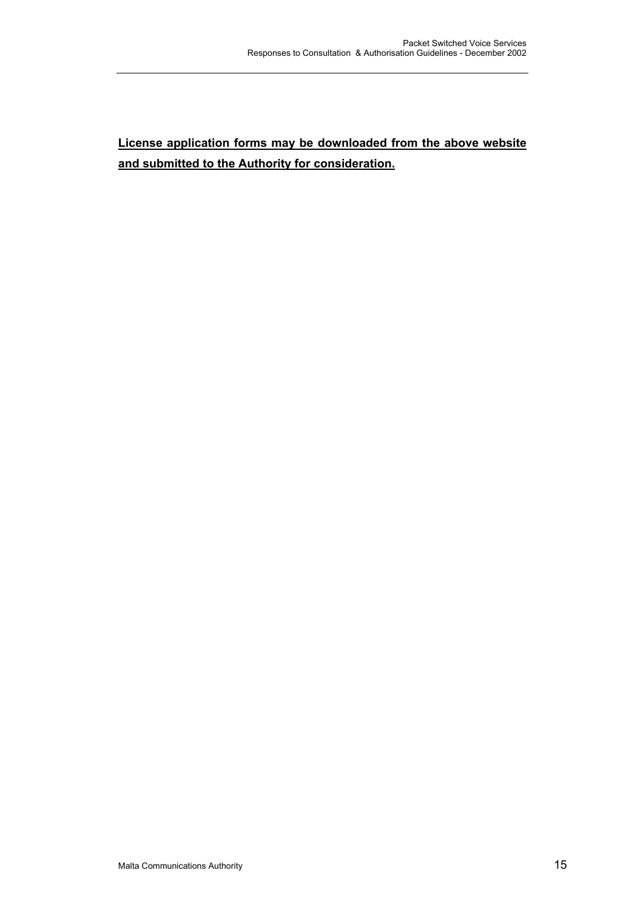**License application forms may be downloaded from the above website and submitted to the Authority for consideration.**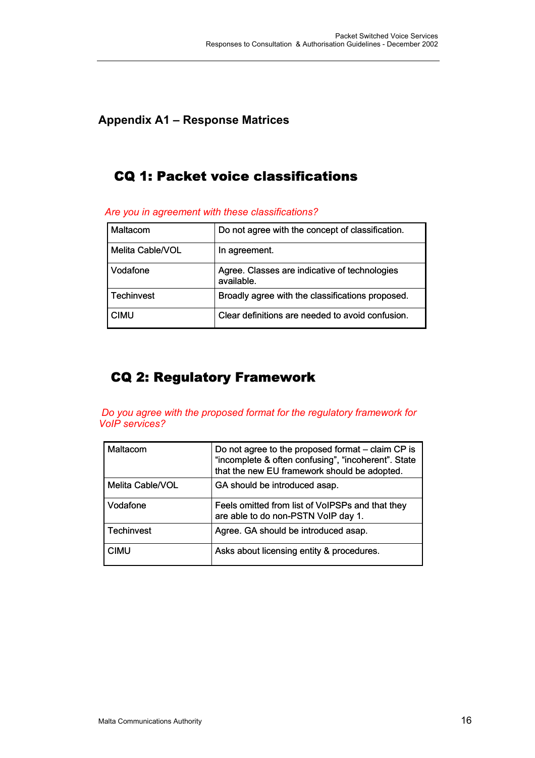# Appendix A1 – Response Matrices

## CQ 1: Packet voice classifications

*Are you in agreement with these classifications?*

| | |
|---|---|
| Maltacom | Do not agree with the concept of classification. |
| Melita Cable/VOL | In agreement. |
| Vodafone | Agree. Classes are indicative of technologies available. |
| Techinvest | Broadly agree with the classifications proposed. |
| CIMU | Clear definitions are needed to avoid confusion. |

## CQ 2: Regulatory Framework

*Do you agree with the proposed format for the regulatory framework for VoIP services?*

| | |
|---|---|
| Maltacom | Do not agree to the proposed format – claim CP is "incomplete & often confusing", "incoherent". State that the new EU framework should be adopted. |
| Melita Cable/VOL | GA should be introduced asap. |
| Vodafone | Feels omitted from list of VoIPSPs and that they are able to do non-PSTN VoIP day 1. |
| Techinvest | Agree. GA should be introduced asap. |
| CIMU | Asks about licensing entity & procedures. |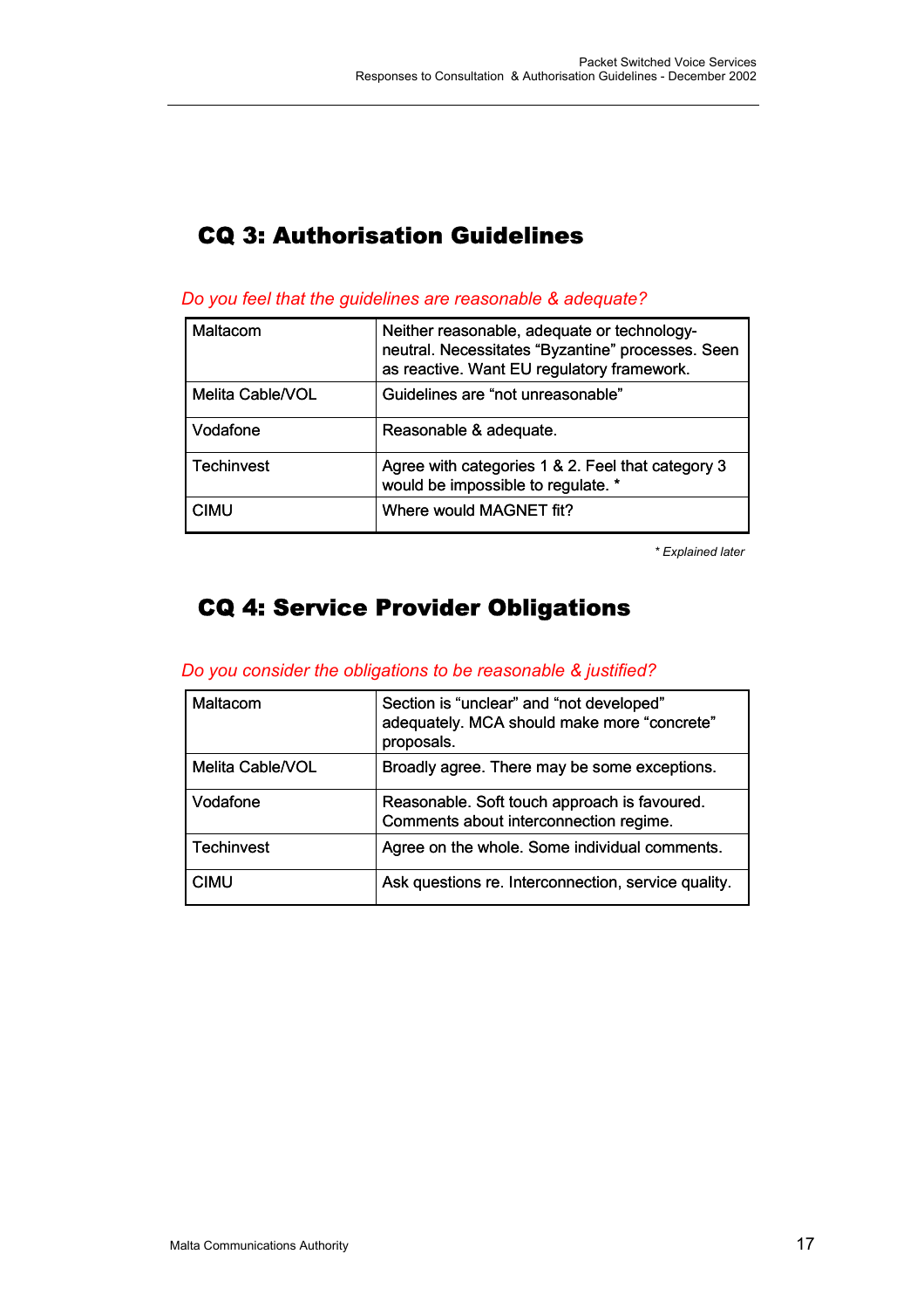## CQ 3: Authorisation Guidelines

*Do you feel that the guidelines are reasonable & adequate?*

| | |
|---|---|
| Maltacom | Neither reasonable, adequate or technology-neutral. Necessitates "Byzantine" processes. Seen as reactive. Want EU regulatory framework. |
| Melita Cable/VOL | Guidelines are "not unreasonable" |
| Vodafone | Reasonable & adequate. |
| Techinvest | Agree with categories 1 & 2. Feel that category 3 would be impossible to regulate. * |
| CIMU | Where would MAGNET fit? |

*\* Explained later*

## CQ 4: Service Provider Obligations

*Do you consider the obligations to be reasonable & justified?*

| | |
|---|---|
| Maltacom | Section is "unclear" and "not developed" adequately. MCA should make more "concrete" proposals. |
| Melita Cable/VOL | Broadly agree. There may be some exceptions. |
| Vodafone | Reasonable. Soft touch approach is favoured. Comments about interconnection regime. |
| Techinvest | Agree on the whole. Some individual comments. |
| CIMU | Ask questions re. Interconnection, service quality. |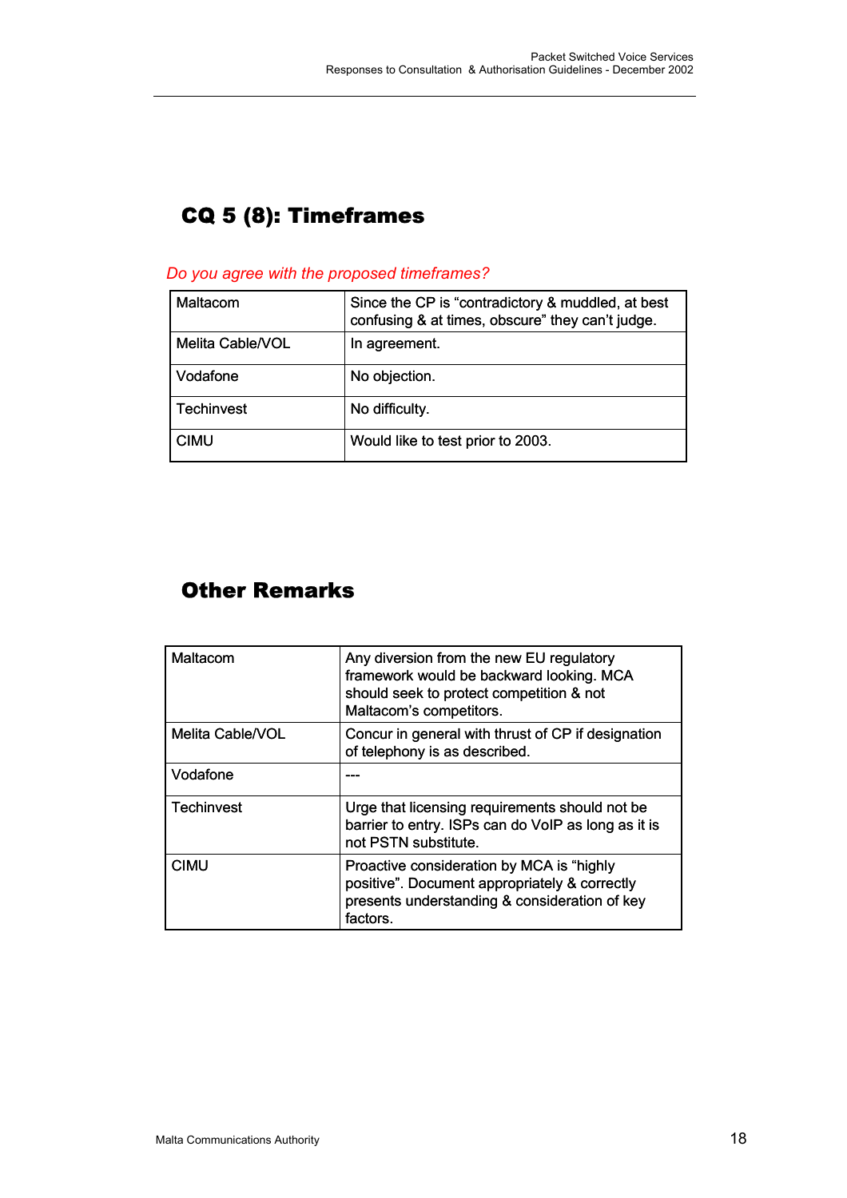## CQ 5 (8): Timeframes

*Do you agree with the proposed timeframes?*

| | |
|---|---|
| Maltacom | Since the CP is "contradictory & muddled, at best confusing & at times, obscure" they can't judge. |
| Melita Cable/VOL | In agreement. |
| Vodafone | No objection. |
| Techinvest | No difficulty. |
| CIMU | Would like to test prior to 2003. |

## Other Remarks

| | |
|---|---|
| Maltacom | Any diversion from the new EU regulatory framework would be backward looking. MCA should seek to protect competition & not Maltacom's competitors. |
| Melita Cable/VOL | Concur in general with thrust of CP if designation of telephony is as described. |
| Vodafone | --- |
| Techinvest | Urge that licensing requirements should not be barrier to entry. ISPs can do VoIP as long as it is not PSTN substitute. |
| CIMU | Proactive consideration by MCA is "highly positive". Document appropriately & correctly presents understanding & consideration of key factors. |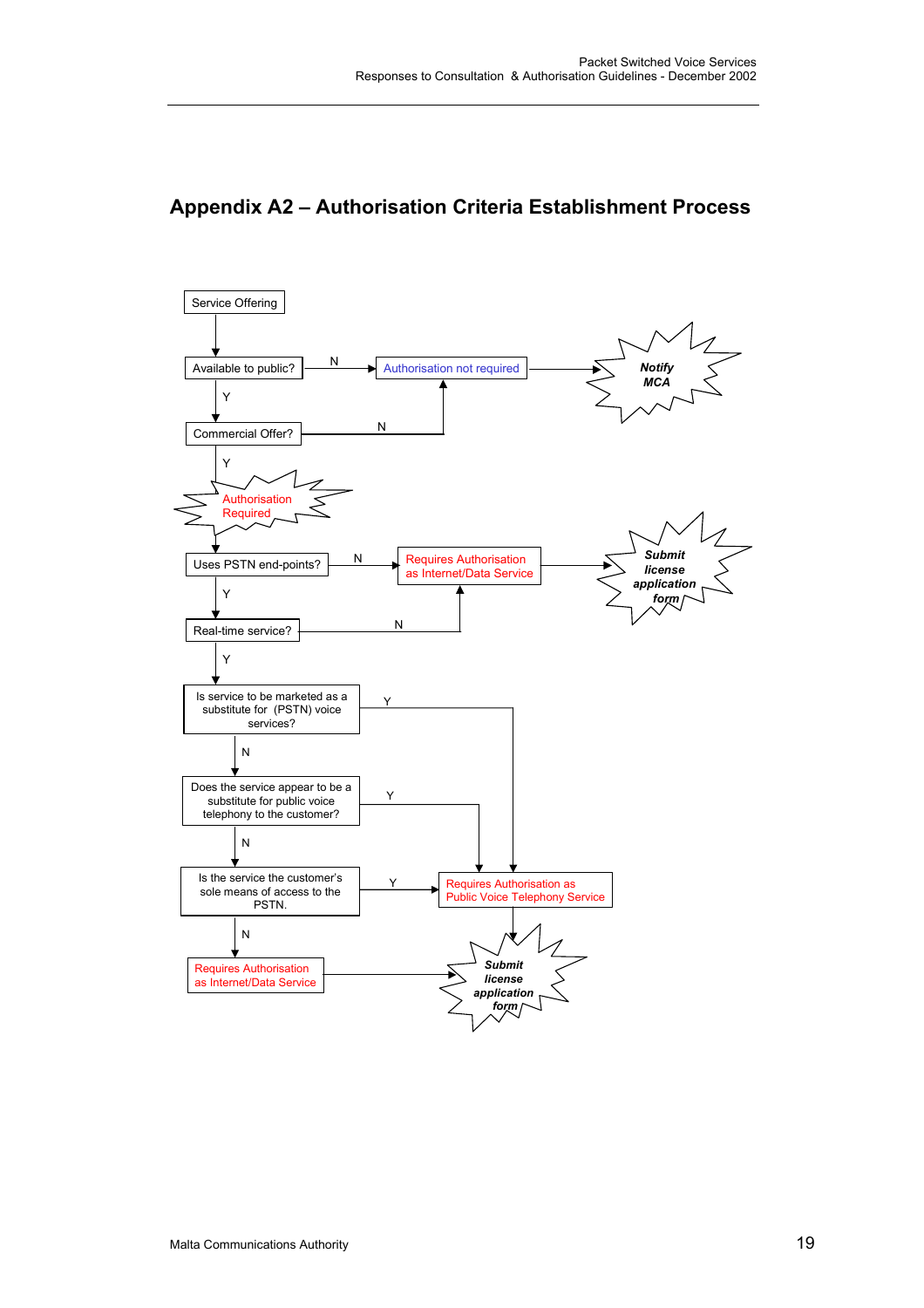## Appendix A2 – Authorisation Criteria Establishment Process

Service Offering

Available to public?

N

Authorisation not required

Notify MCA

Y

Commercial Offer?

N

Y

Authorisation Required

Uses PSTN end-points?

N

Requires Authorisation as Internet/Data Service

Submit license application form

Y

Real-time service?

N

Y

Is service to be marketed as a substitute for (PSTN) voice services?

Y

N

Does the service appear to be a substitute for public voice telephony to the customer?

Y

N

Is the service the customer's sole means of access to the PSTN.

Y

Requires Authorisation as Public Voice Telephony Service

N

Requires Authorisation as Internet/Data Service

Submit license application form